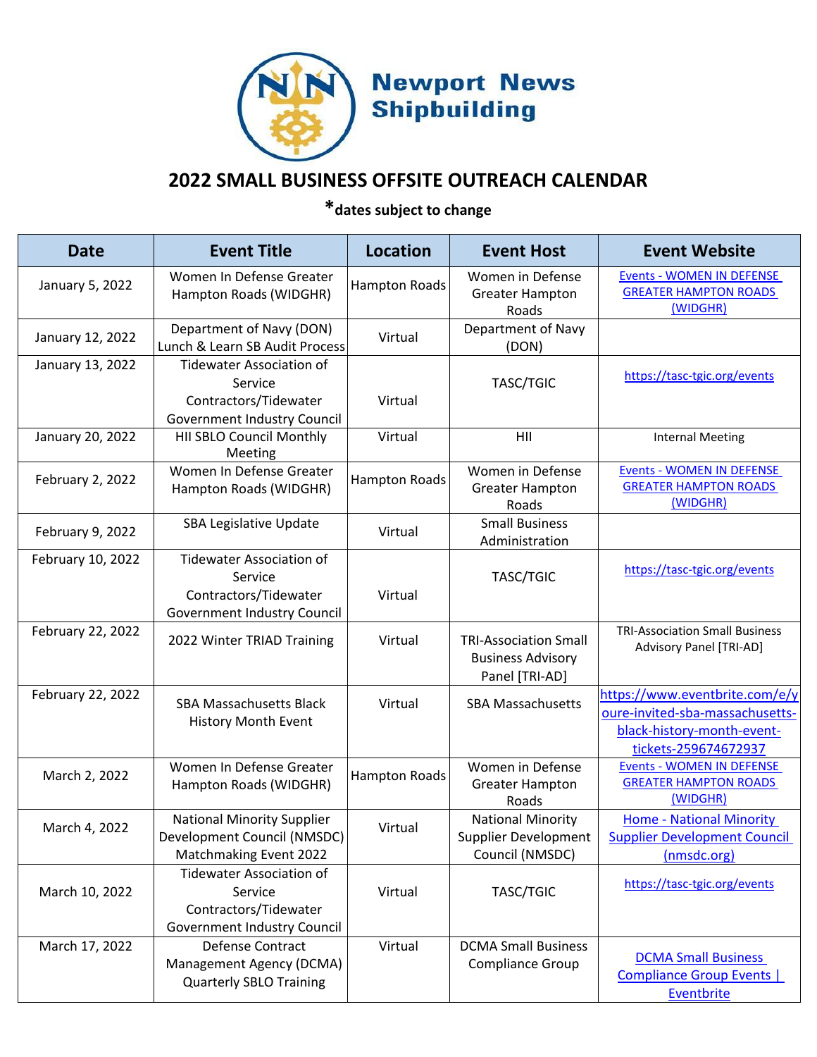Newport News Shipbuilding

# 2022 SMALL BUSINESS OFFSITE OUTREACH CALENDAR

***dates subject to change**

| Date | Event Title | Location | Event Host | Event Website |
|---|---|---|---|---|
| January 5, 2022 | Women In Defense Greater Hampton Roads (WIDGHR) | Hampton Roads | Women in Defense Greater Hampton Roads | Events - WOMEN IN DEFENSE GREATER HAMPTON ROADS (WIDGHR) |
| January 12, 2022 | Department of Navy (DON) Lunch & Learn SB Audit Process | Virtual | Department of Navy (DON) | |
| January 13, 2022 | Tidewater Association of Service Contractors/Tidewater Government Industry Council | Virtual | TASC/TGIC | https://tasc-tgic.org/events |
| January 20, 2022 | HII SBLO Council Monthly Meeting | Virtual | HII | Internal Meeting |
| February 2, 2022 | Women In Defense Greater Hampton Roads (WIDGHR) | Hampton Roads | Women in Defense Greater Hampton Roads | Events - WOMEN IN DEFENSE GREATER HAMPTON ROADS (WIDGHR) |
| February 9, 2022 | SBA Legislative Update | Virtual | Small Business Administration | |
| February 10, 2022 | Tidewater Association of Service Contractors/Tidewater Government Industry Council | Virtual | TASC/TGIC | https://tasc-tgic.org/events |
| February 22, 2022 | 2022 Winter TRIAD Training | Virtual | TRI-Association Small Business Advisory Panel [TRI-AD] | TRI-Association Small Business Advisory Panel [TRI-AD] |
| February 22, 2022 | SBA Massachusetts Black History Month Event | Virtual | SBA Massachusetts | https://www.eventbrite.com/e/youre-invited-sba-massachusetts-black-history-month-event-tickets-259674672937 |
| March 2, 2022 | Women In Defense Greater Hampton Roads (WIDGHR) | Hampton Roads | Women in Defense Greater Hampton Roads | Events - WOMEN IN DEFENSE GREATER HAMPTON ROADS (WIDGHR) |
| March 4, 2022 | National Minority Supplier Development Council (NMSDC) Matchmaking Event 2022 | Virtual | National Minority Supplier Development Council (NMSDC) | Home - National Minority Supplier Development Council (nmsdc.org) |
| March 10, 2022 | Tidewater Association of Service Contractors/Tidewater Government Industry Council | Virtual | TASC/TGIC | https://tasc-tgic.org/events |
| March 17, 2022 | Defense Contract Management Agency (DCMA) Quarterly SBLO Training | Virtual | DCMA Small Business Compliance Group | DCMA Small Business Compliance Group Events \| Eventbrite |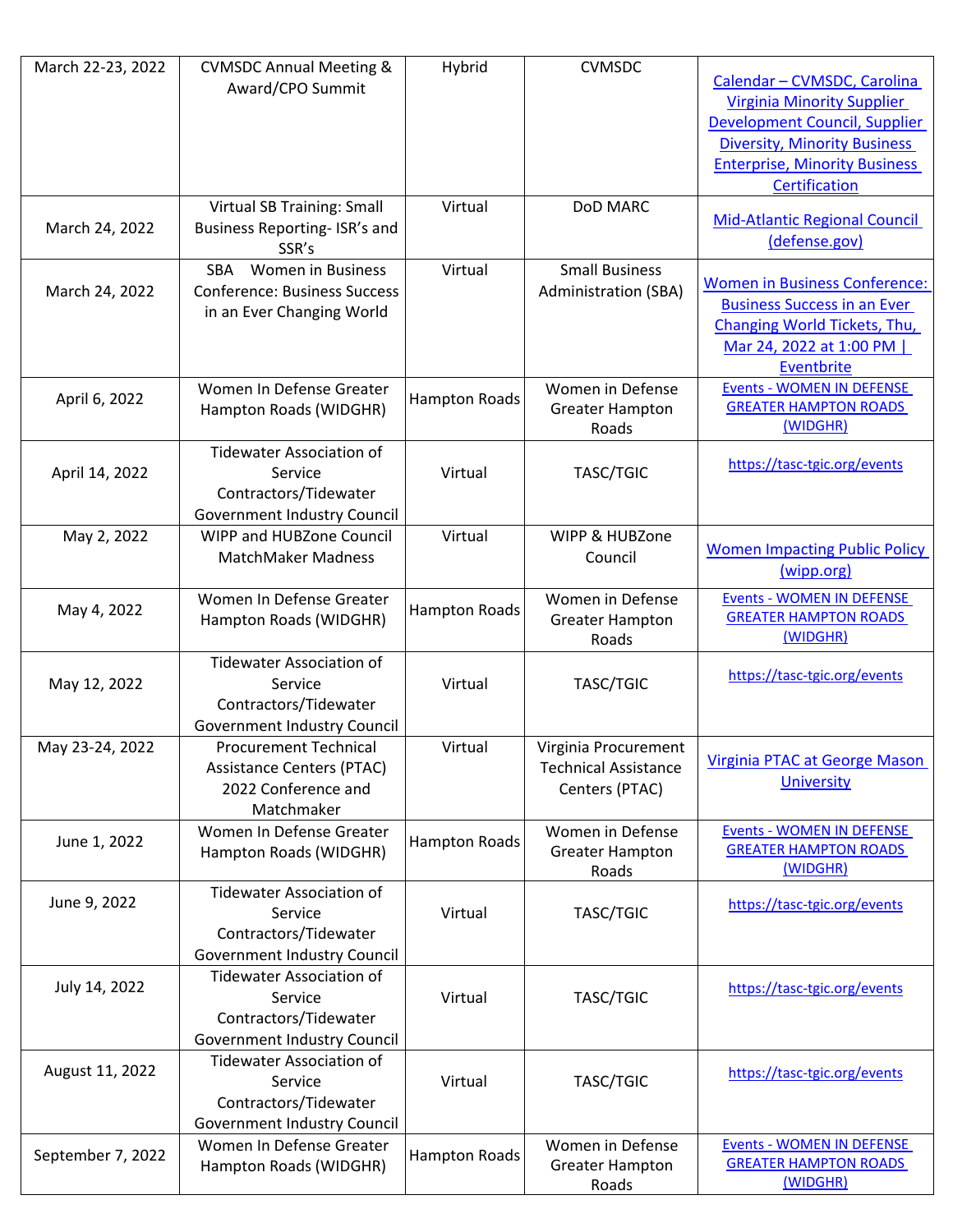| March 22-23, 2022 | CVMSDC Annual Meeting & Award/CPO Summit | Hybrid | CVMSDC | Calendar – CVMSDC, Carolina Virginia Minority Supplier Development Council, Supplier Diversity, Minority Business Enterprise, Minority Business Certification |
|---|---|---|---|---|
| March 24, 2022 | Virtual SB Training: Small Business Reporting- ISR's and SSR's | Virtual | DoD MARC | Mid-Atlantic Regional Council (defense.gov) |
| March 24, 2022 | SBA Women in Business Conference: Business Success in an Ever Changing World | Virtual | Small Business Administration (SBA) | Women in Business Conference: Business Success in an Ever Changing World Tickets, Thu, Mar 24, 2022 at 1:00 PM \| Eventbrite |
| April 6, 2022 | Women In Defense Greater Hampton Roads (WIDGHR) | Hampton Roads | Women in Defense Greater Hampton Roads | Events - WOMEN IN DEFENSE GREATER HAMPTON ROADS (WIDGHR) |
| April 14, 2022 | Tidewater Association of Service Contractors/Tidewater Government Industry Council | Virtual | TASC/TGIC | https://tasc-tgic.org/events |
| May 2, 2022 | WIPP and HUBZone Council MatchMaker Madness | Virtual | WIPP & HUBZone Council | Women Impacting Public Policy (wipp.org) |
| May 4, 2022 | Women In Defense Greater Hampton Roads (WIDGHR) | Hampton Roads | Women in Defense Greater Hampton Roads | Events - WOMEN IN DEFENSE GREATER HAMPTON ROADS (WIDGHR) |
| May 12, 2022 | Tidewater Association of Service Contractors/Tidewater Government Industry Council | Virtual | TASC/TGIC | https://tasc-tgic.org/events |
| May 23-24, 2022 | Procurement Technical Assistance Centers (PTAC) 2022 Conference and Matchmaker | Virtual | Virginia Procurement Technical Assistance Centers (PTAC) | Virginia PTAC at George Mason University |
| June 1, 2022 | Women In Defense Greater Hampton Roads (WIDGHR) | Hampton Roads | Women in Defense Greater Hampton Roads | Events - WOMEN IN DEFENSE GREATER HAMPTON ROADS (WIDGHR) |
| June 9, 2022 | Tidewater Association of Service Contractors/Tidewater Government Industry Council | Virtual | TASC/TGIC | https://tasc-tgic.org/events |
| July 14, 2022 | Tidewater Association of Service Contractors/Tidewater Government Industry Council | Virtual | TASC/TGIC | https://tasc-tgic.org/events |
| August 11, 2022 | Tidewater Association of Service Contractors/Tidewater Government Industry Council | Virtual | TASC/TGIC | https://tasc-tgic.org/events |
| September 7, 2022 | Women In Defense Greater Hampton Roads (WIDGHR) | Hampton Roads | Women in Defense Greater Hampton Roads | Events - WOMEN IN DEFENSE GREATER HAMPTON ROADS (WIDGHR) |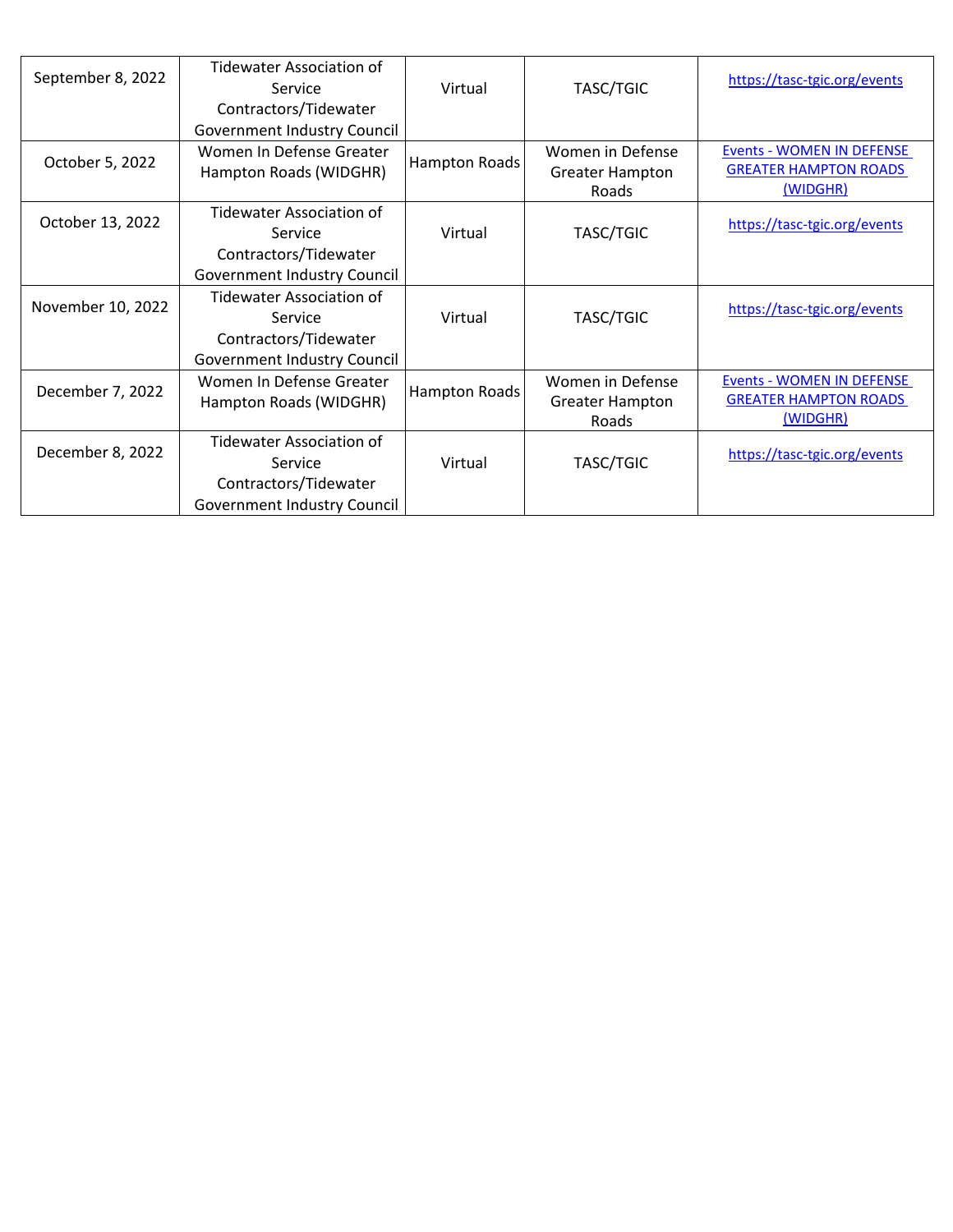| | | | | |
|---|---|---|---|---|
| September 8, 2022 | Tidewater Association of Service Contractors/Tidewater Government Industry Council | Virtual | TASC/TGIC | https://tasc-tgic.org/events |
| October 5, 2022 | Women In Defense Greater Hampton Roads (WIDGHR) | Hampton Roads | Women in Defense Greater Hampton Roads | Events - WOMEN IN DEFENSE GREATER HAMPTON ROADS (WIDGHR) |
| October 13, 2022 | Tidewater Association of Service Contractors/Tidewater Government Industry Council | Virtual | TASC/TGIC | https://tasc-tgic.org/events |
| November 10, 2022 | Tidewater Association of Service Contractors/Tidewater Government Industry Council | Virtual | TASC/TGIC | https://tasc-tgic.org/events |
| December 7, 2022 | Women In Defense Greater Hampton Roads (WIDGHR) | Hampton Roads | Women in Defense Greater Hampton Roads | Events - WOMEN IN DEFENSE GREATER HAMPTON ROADS (WIDGHR) |
| December 8, 2022 | Tidewater Association of Service Contractors/Tidewater Government Industry Council | Virtual | TASC/TGIC | https://tasc-tgic.org/events |